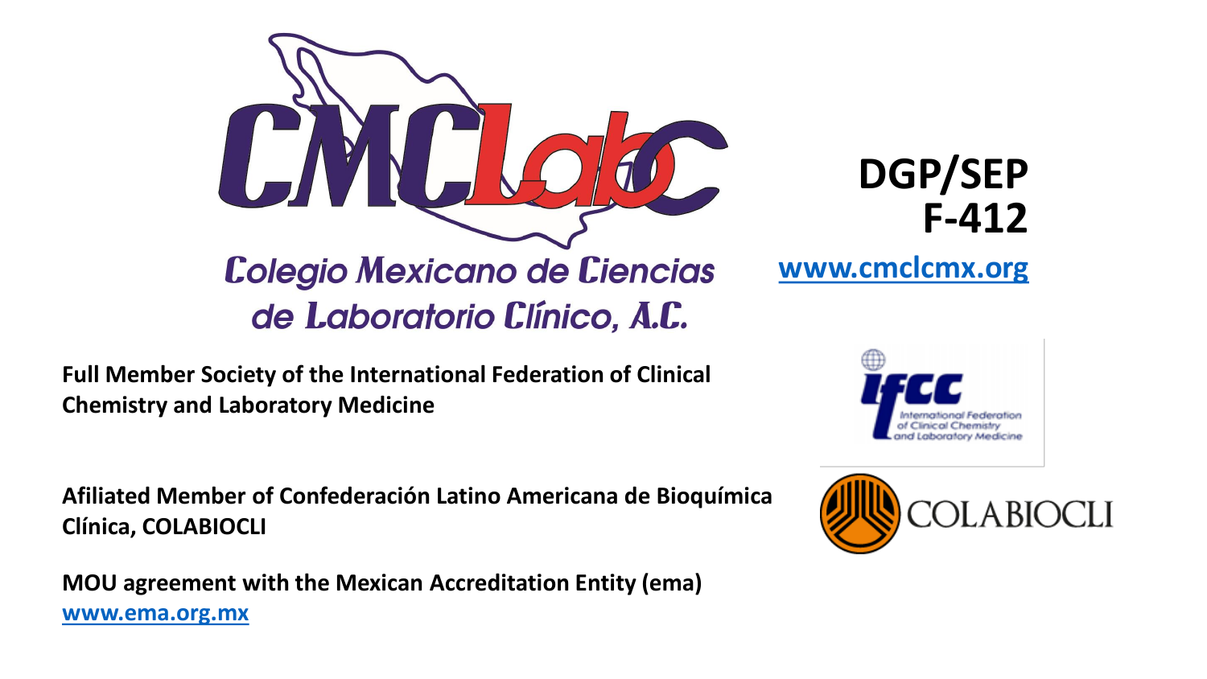# Colegio Mexicano de Ciencias de Laboratorio Clínico, A.C.

**DGP/SEP F-412**

www.cmclcmx.org

**Full Member Society of the International Federation of Clinical Chemistry and Laboratory Medicine**

**Afiliated Member of Confederación Latino Americana de Bioquímica Clínica, COLABIOCLI**

**MOU agreement with the Mexican Accreditation Entity (ema)**
www.ema.org.mx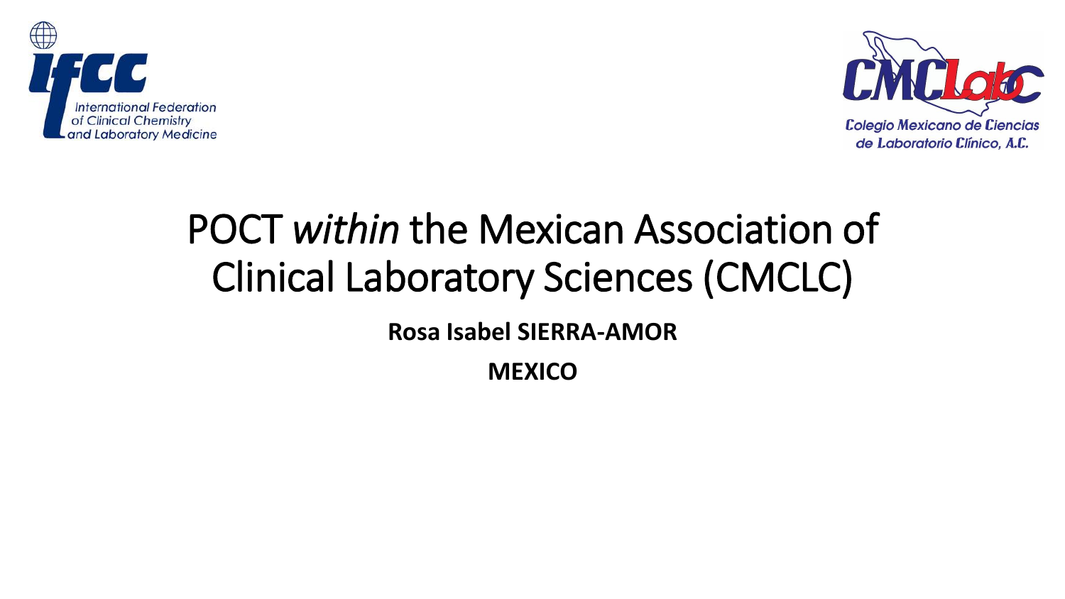International Federation of Clinical Chemistry and Laboratory Medicine

Colegio Mexicano de Ciencias de Laboratorio Clínico, A.C.

# POCT *within* the Mexican Association of Clinical Laboratory Sciences (CMCLC)

**Rosa Isabel SIERRA-AMOR**

**MEXICO**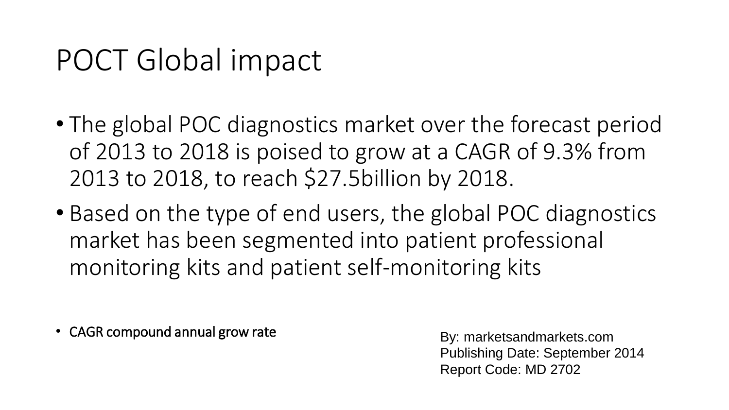# POCT Global impact

- The global POC diagnostics market over the forecast period of 2013 to 2018 is poised to grow at a CAGR of 9.3% from 2013 to 2018, to reach $27.5billion by 2018.
- Based on the type of end users, the global POC diagnostics market has been segmented into patient professional monitoring kits and patient self-monitoring kits

- CAGR compound annual grow rate

By: marketsandmarkets.com
Publishing Date: September 2014
Report Code: MD 2702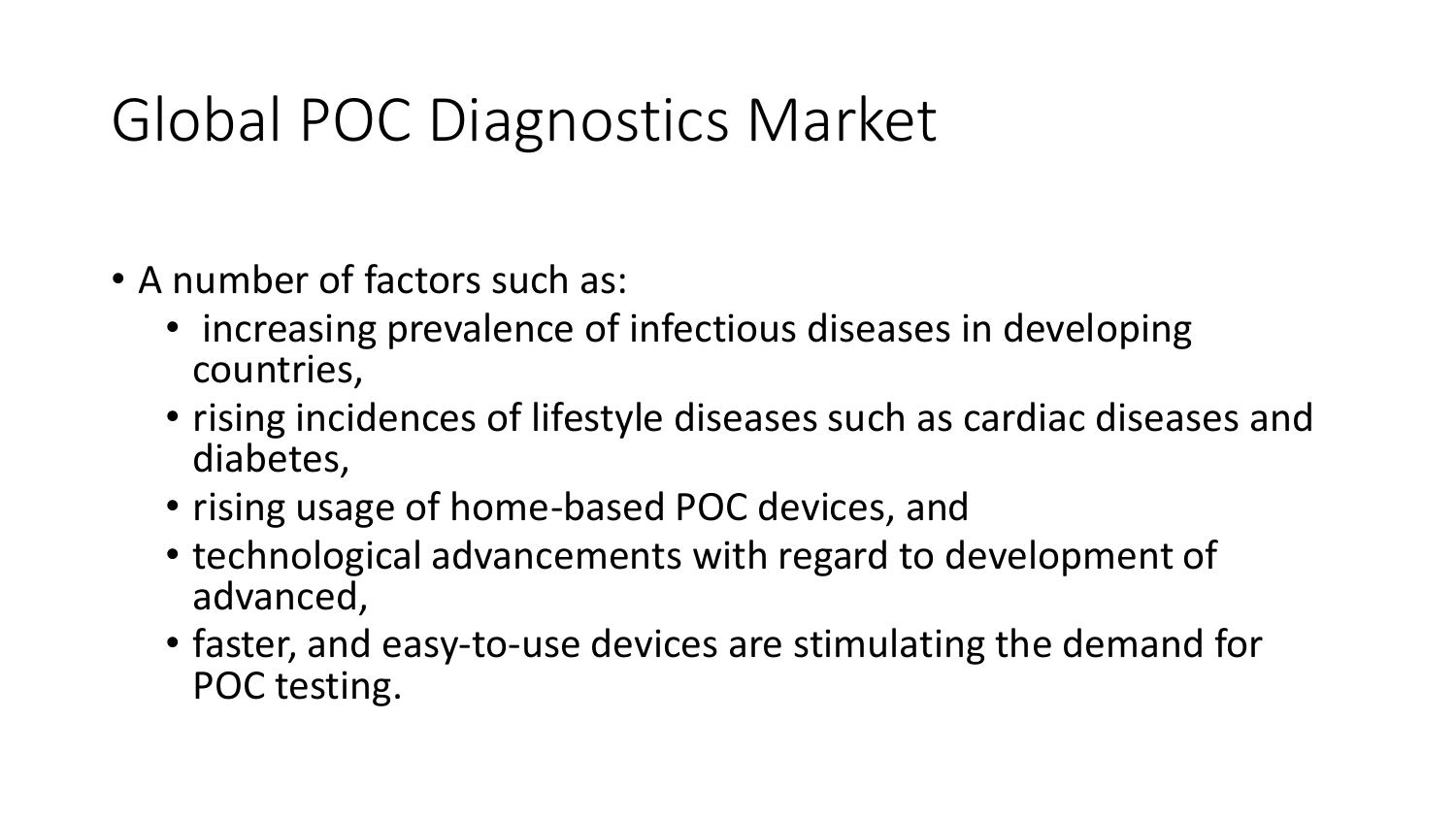# Global POC Diagnostics Market

- A number of factors such as:
  - increasing prevalence of infectious diseases in developing countries,
  - rising incidences of lifestyle diseases such as cardiac diseases and diabetes,
  - rising usage of home-based POC devices, and
  - technological advancements with regard to development of advanced,
  - faster, and easy-to-use devices are stimulating the demand for POC testing.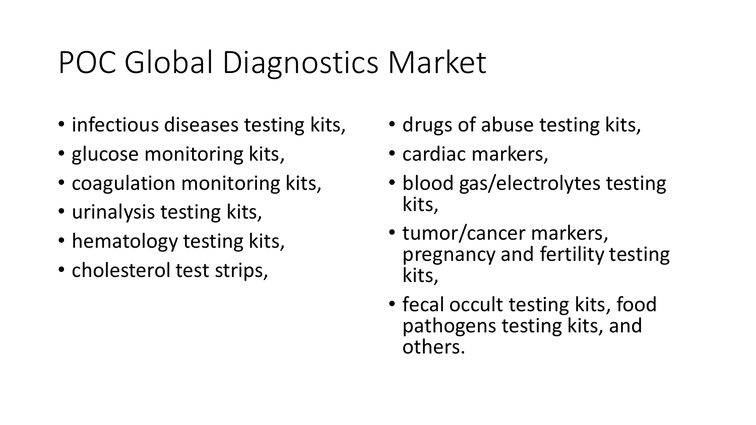# POC Global Diagnostics Market

- infectious diseases testing kits,
- glucose monitoring kits,
- coagulation monitoring kits,
- urinalysis testing kits,
- hematology testing kits,
- cholesterol test strips,
- drugs of abuse testing kits,
- cardiac markers,
- blood gas/electrolytes testing kits,
- tumor/cancer markers, pregnancy and fertility testing kits,
- fecal occult testing kits, food pathogens testing kits, and others.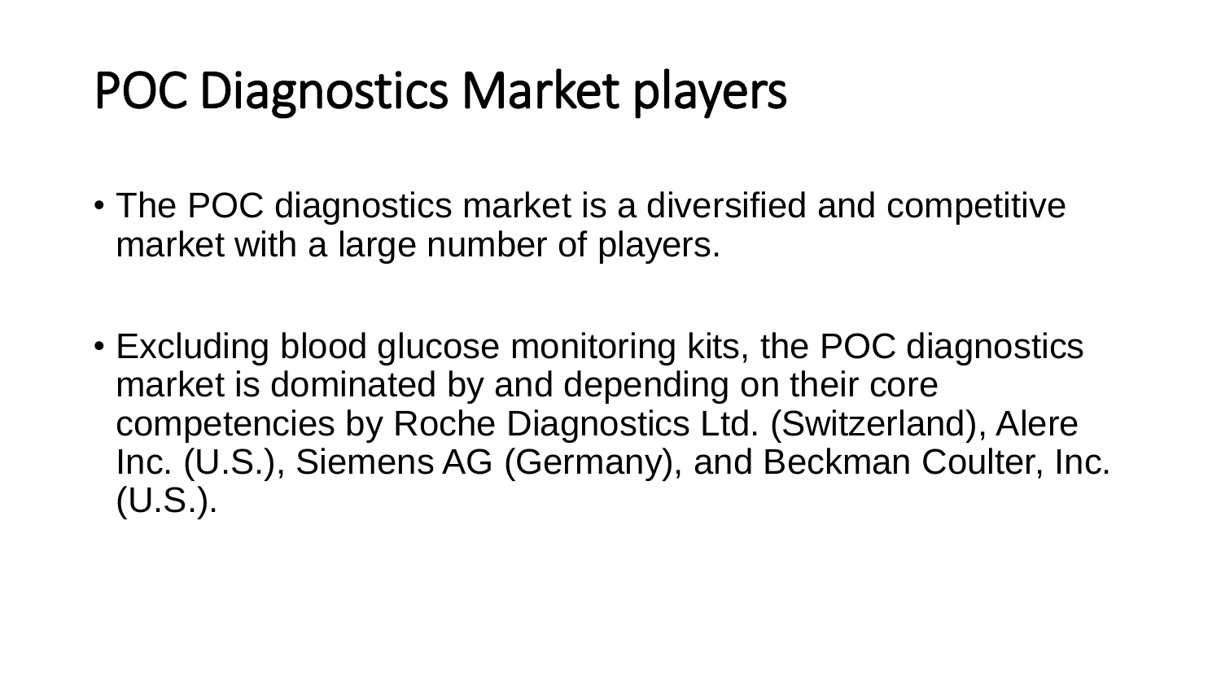# POC Diagnostics Market players

- The POC diagnostics market is a diversified and competitive market with a large number of players.

- Excluding blood glucose monitoring kits, the POC diagnostics market is dominated by and depending on their core competencies by Roche Diagnostics Ltd. (Switzerland), Alere Inc. (U.S.), Siemens AG (Germany), and Beckman Coulter, Inc. (U.S.).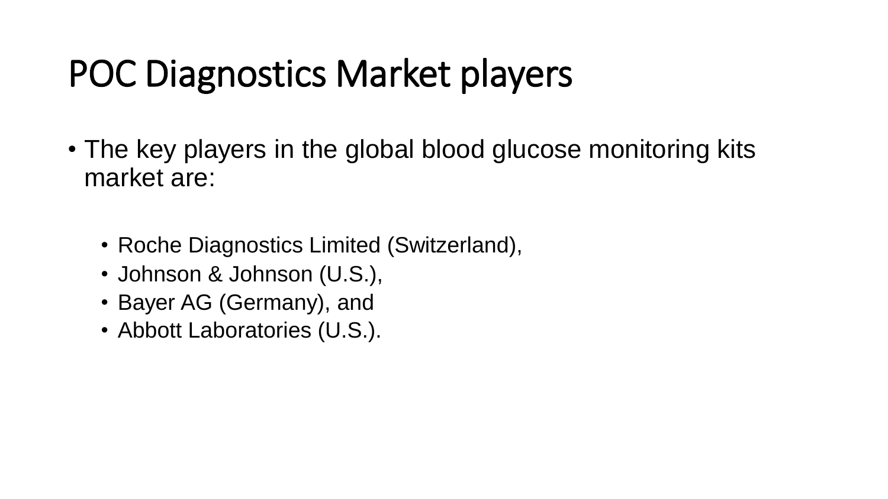# POC Diagnostics Market players

- The key players in the global blood glucose monitoring kits market are:
  - Roche Diagnostics Limited (Switzerland),
  - Johnson & Johnson (U.S.),
  - Bayer AG (Germany), and
  - Abbott Laboratories (U.S.).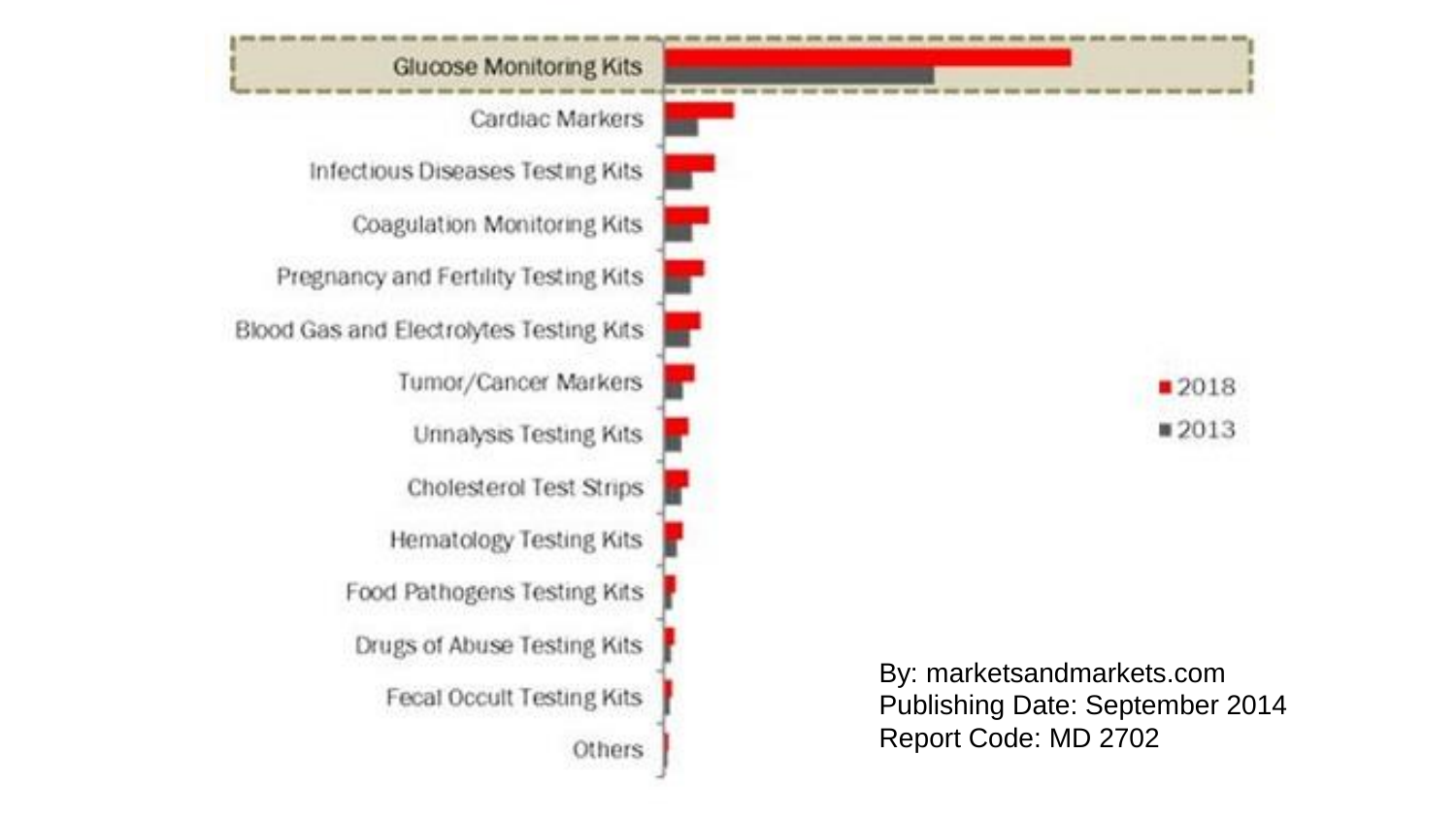Glucose Monitoring Kits

Cardiac Markers

Infectious Diseases Testing Kits

Coagulation Monitoring Kits

Pregnancy and Fertility Testing Kits

Blood Gas and Electrolytes Testing Kits

Tumor/Cancer Markers

Urinalysis Testing Kits

Cholesterol Test Strips

Hematology Testing Kits

Food Pathogens Testing Kits

Drugs of Abuse Testing Kits

Fecal Occult Testing Kits

Others

2018

2013

By: marketsandmarkets.com
Publishing Date: September 2014
Report Code: MD 2702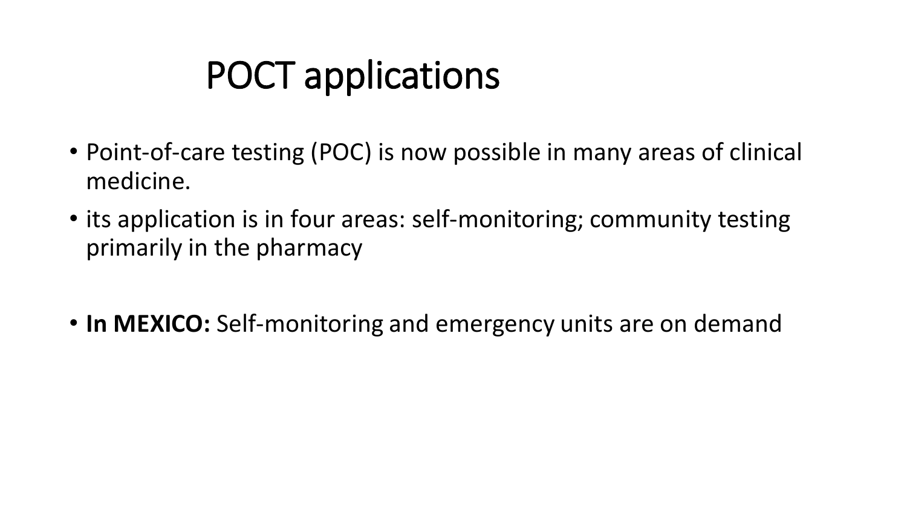# POCT applications

- Point-of-care testing (POC) is now possible in many areas of clinical medicine.
- its application is in four areas: self-monitoring; community testing primarily in the pharmacy

- **In MEXICO:** Self-monitoring and emergency units are on demand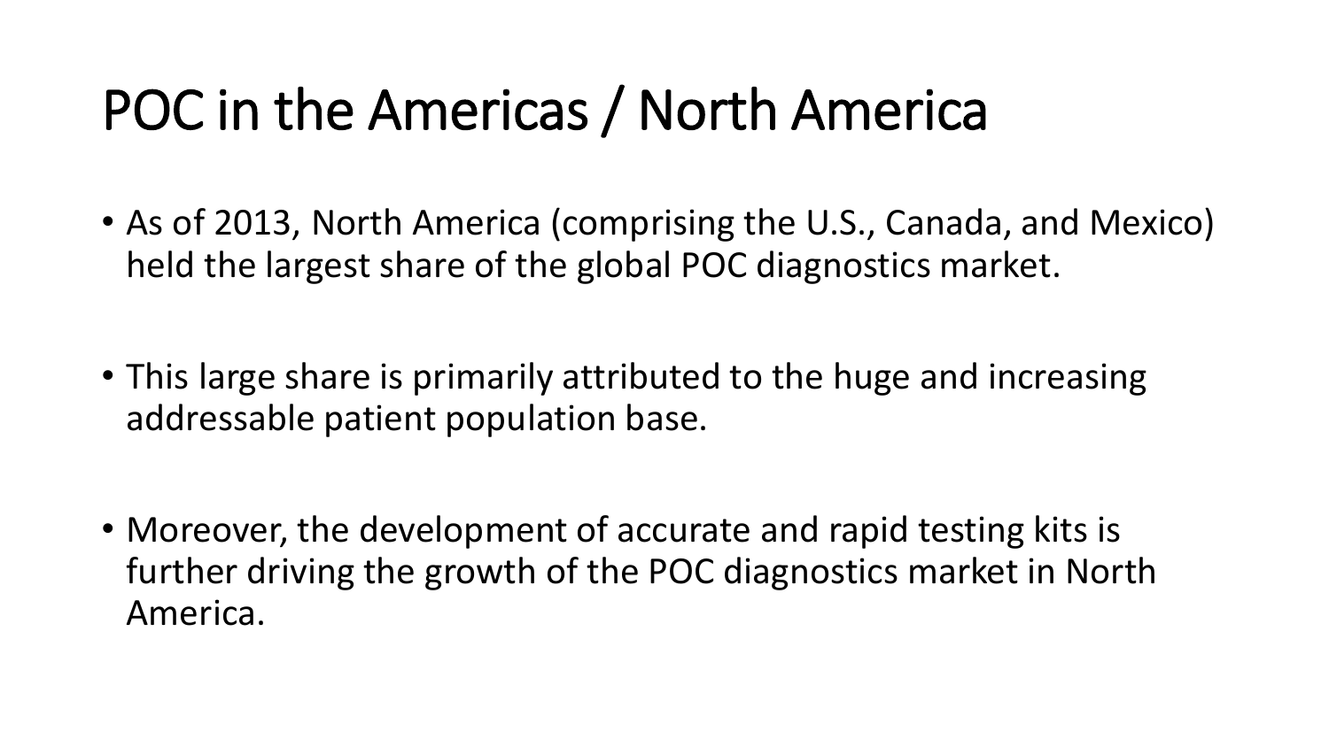# POC in the Americas / North America

- As of 2013, North America (comprising the U.S., Canada, and Mexico) held the largest share of the global POC diagnostics market.
- This large share is primarily attributed to the huge and increasing addressable patient population base.
- Moreover, the development of accurate and rapid testing kits is further driving the growth of the POC diagnostics market in North America.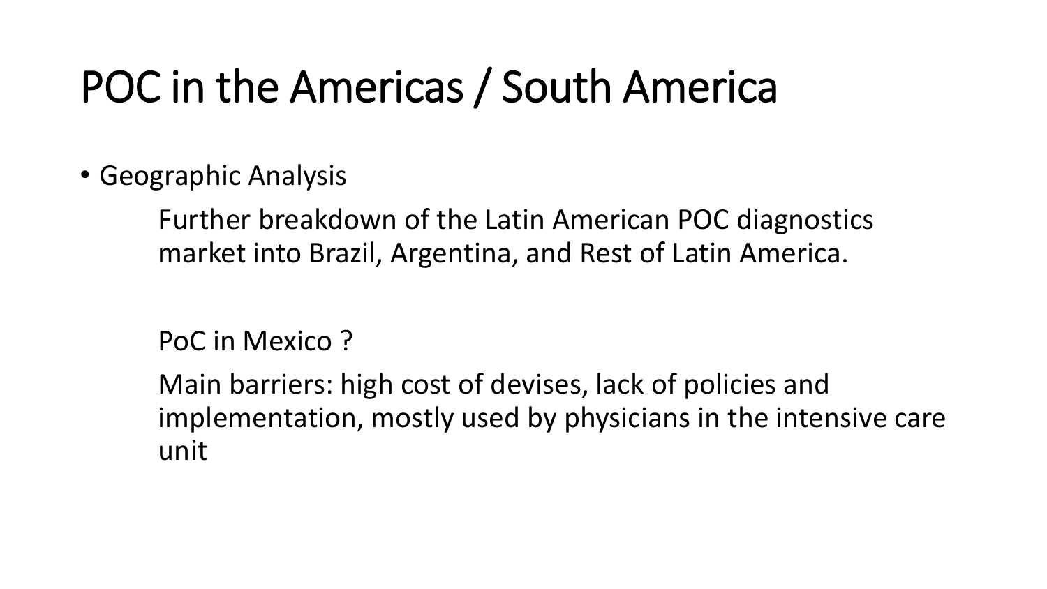# POC in the Americas / South America

- Geographic Analysis

  Further breakdown of the Latin American POC diagnostics market into Brazil, Argentina, and Rest of Latin America.

  PoC in Mexico ?

  Main barriers: high cost of devises, lack of policies and implementation, mostly used by physicians in the intensive care unit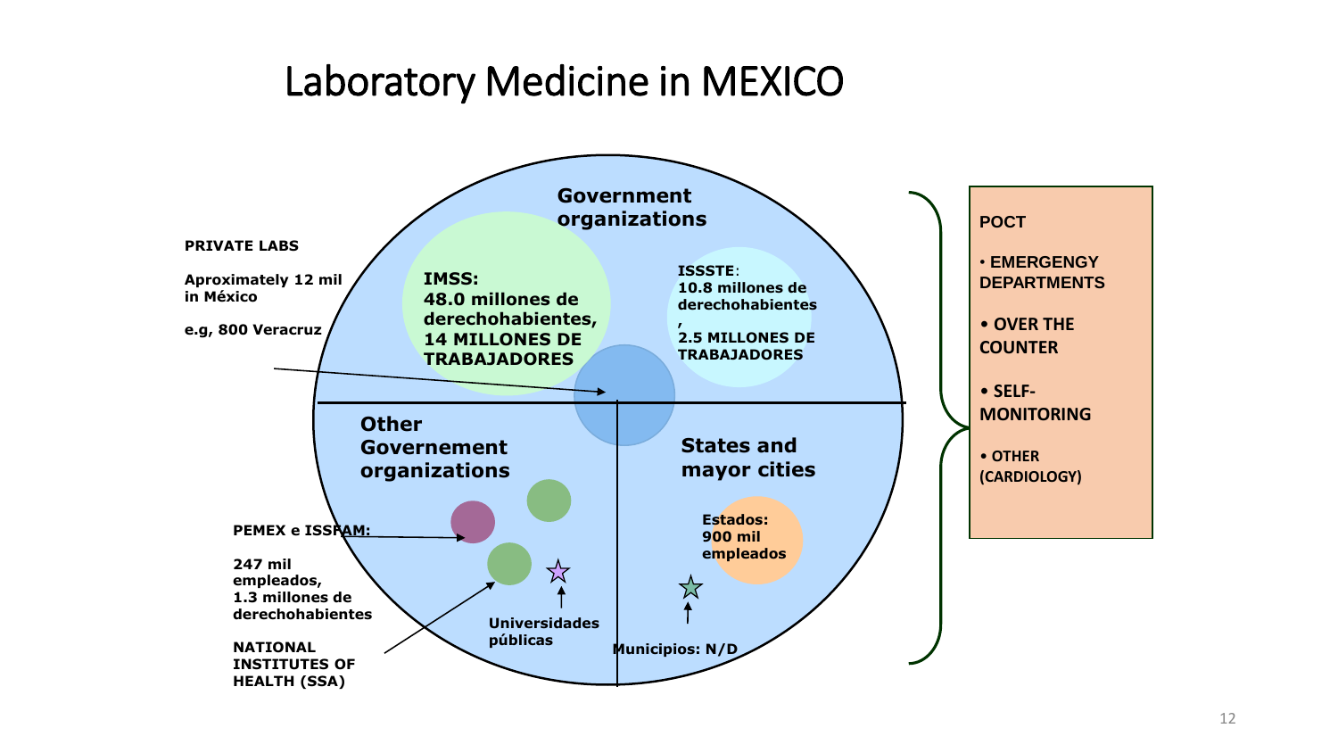# Laboratory Medicine in MEXICO

PRIVATE LABS

Aproximately 12 mil in México

e.g, 800 Veracruz

Government organizations

IMSS:
48.0 millones de derechohabientes,
14 MILLONES DE TRABAJADORES

ISSSTE:
10.8 millones de derechohabientes
,
2.5 MILLONES DE TRABAJADORES

Other Governement organizations

PEMEX e ISSFAM:

247 mil empleados,
1.3 millones de derechohabientes

NATIONAL INSTITUTES OF HEALTH (SSA)

Universidades públicas

States and mayor cities

Estados:
900 mil empleados

Municipios: N/D

POCT

- EMERGENGY DEPARTMENTS
- OVER THE COUNTER
- SELF-MONITORING
- OTHER (CARDIOLOGY)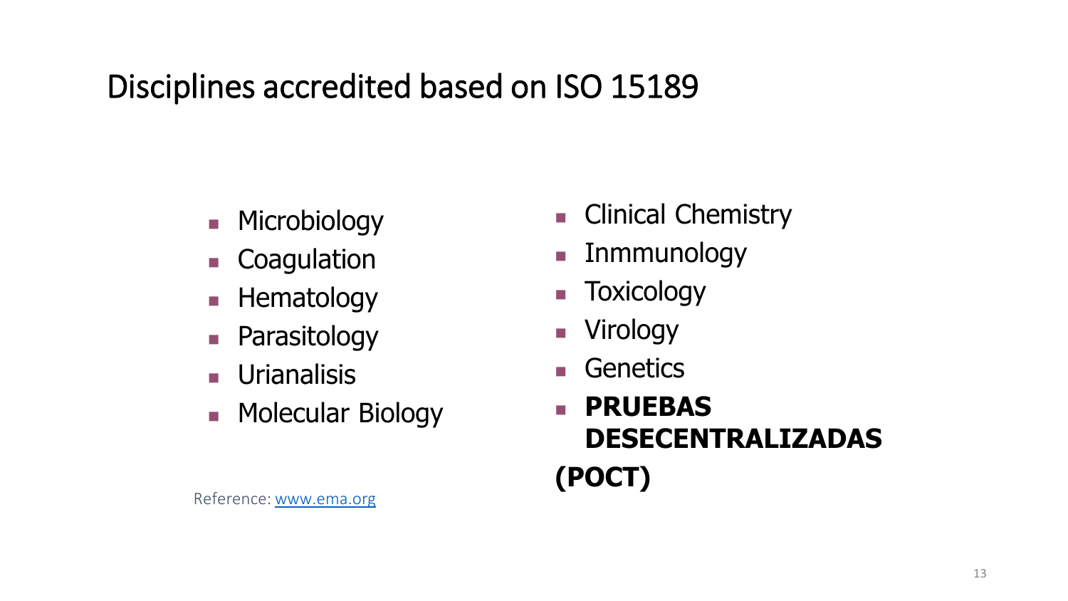# Disciplines accredited based on ISO 15189

- Microbiology
- Coagulation
- Hematology
- Parasitology
- Urianalisis
- Molecular Biology
- Clinical Chemistry
- Inmmunology
- Toxicology
- Virology
- Genetics
- **PRUEBAS DESECENTRALIZADAS**

**(POCT)**

Reference: www.ema.org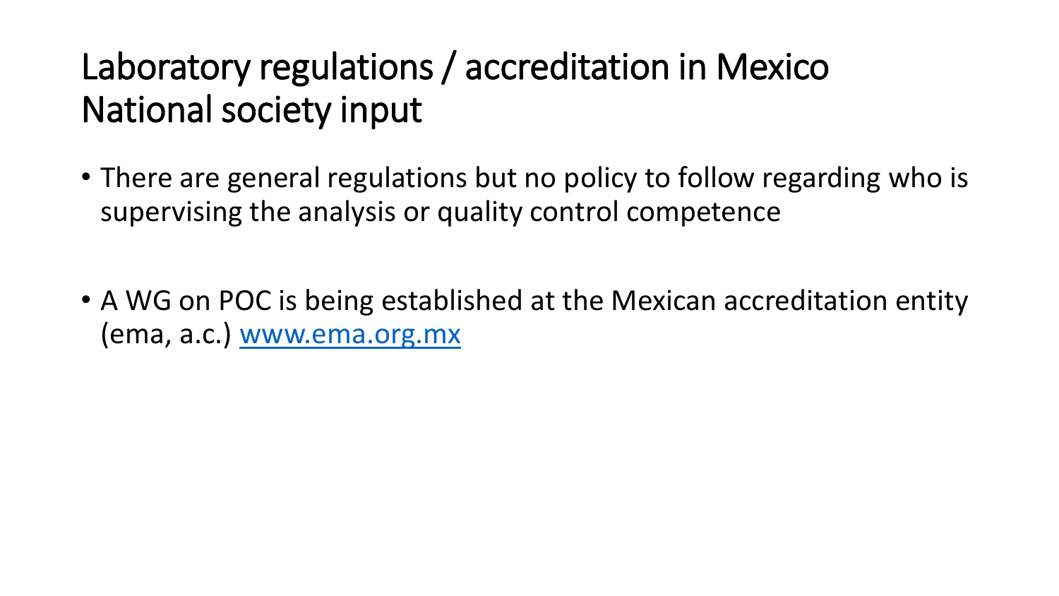# Laboratory regulations / accreditation in Mexico National society input

- There are general regulations but no policy to follow regarding who is supervising the analysis or quality control competence

- A WG on POC is being established at the Mexican accreditation entity (ema, a.c.) [www.ema.org.mx](http://www.ema.org.mx)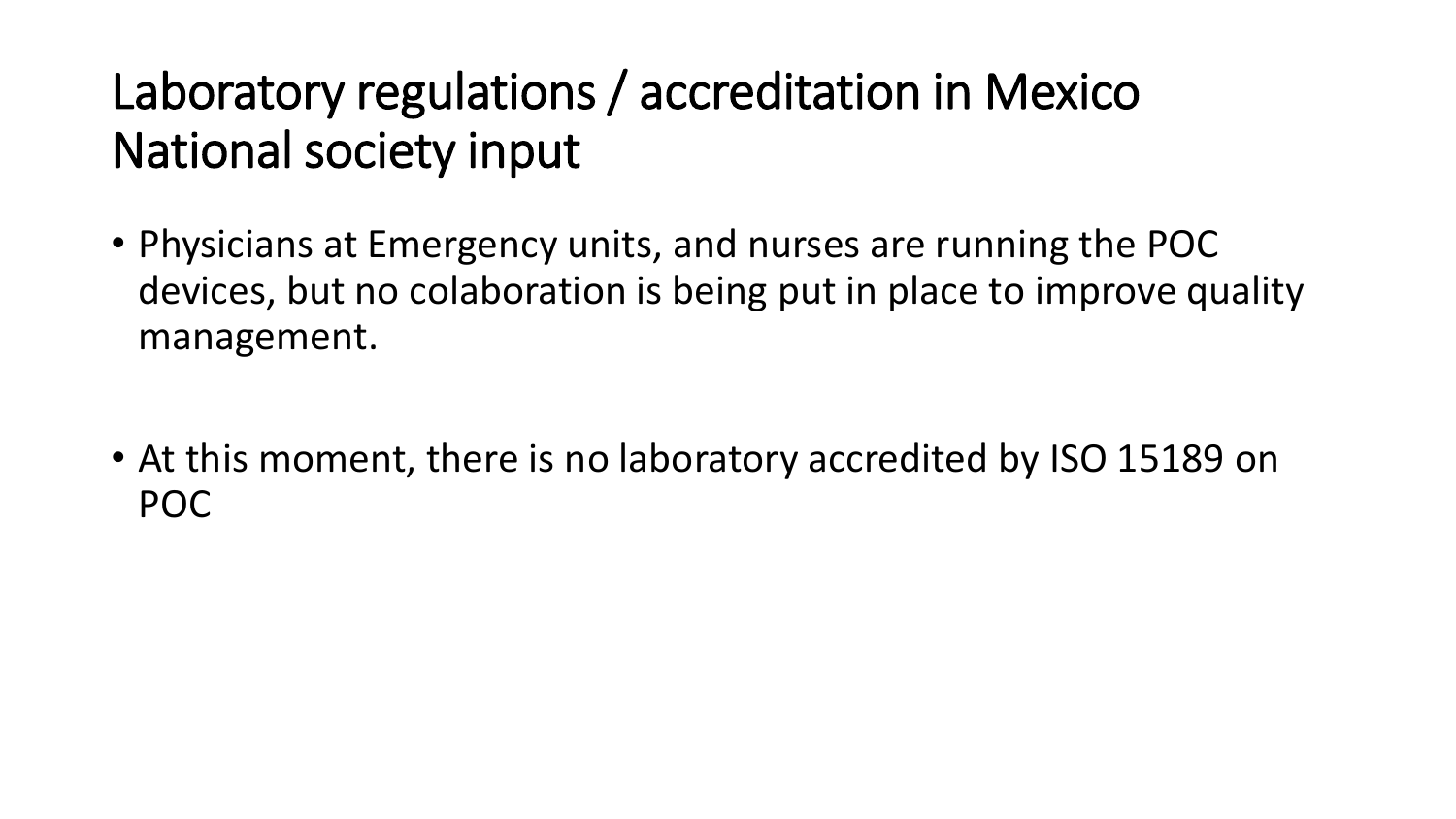# Laboratory regulations / accreditation in Mexico
# National society input

- Physicians at Emergency units, and nurses are running the POC devices, but no colaboration is being put in place to improve quality management.

- At this moment, there is no laboratory accredited by ISO 15189 on POC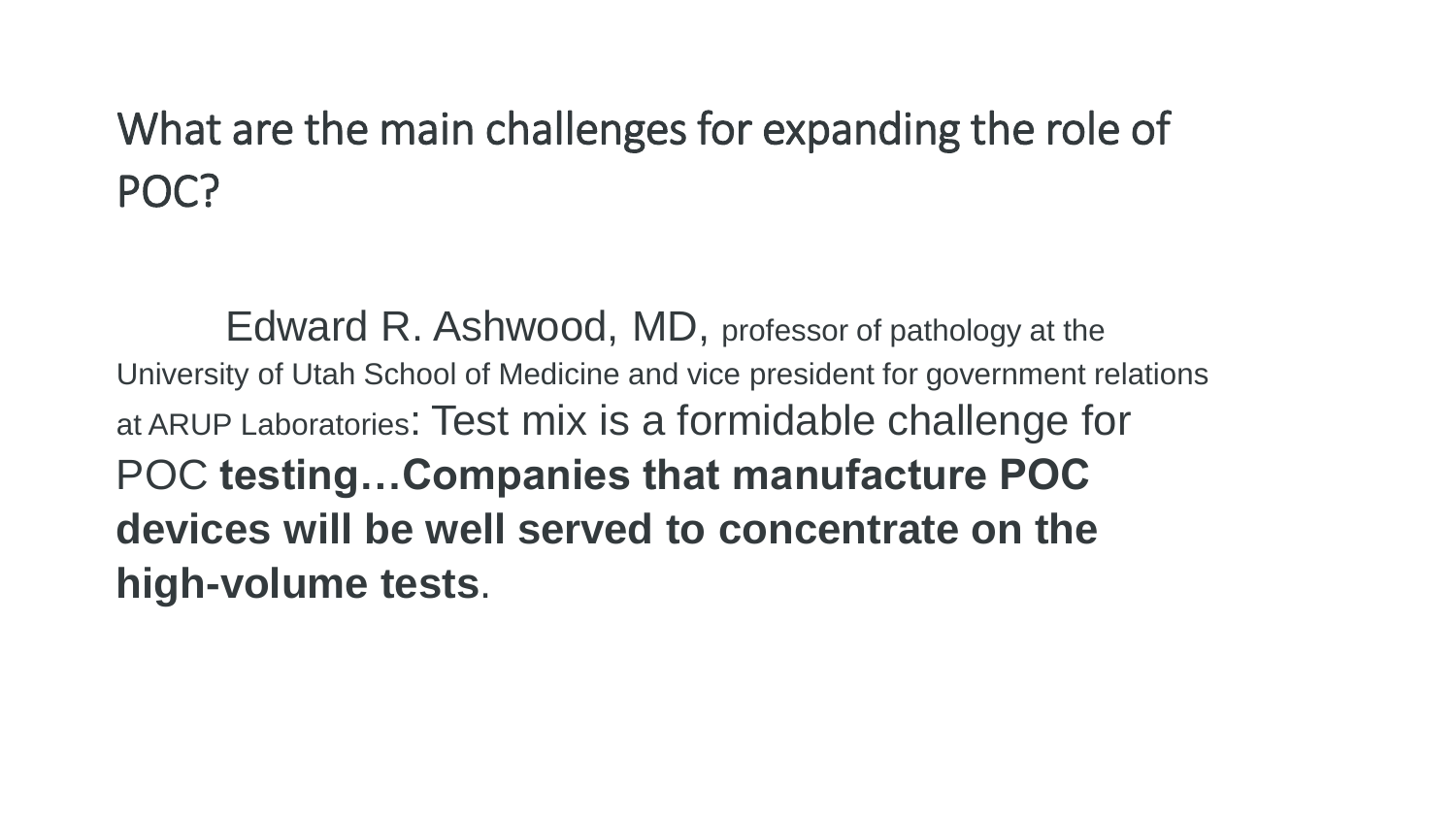# What are the main challenges for expanding the role of POC?

Edward R. Ashwood, MD, professor of pathology at the University of Utah School of Medicine and vice president for government relations at ARUP Laboratories: Test mix is a formidable challenge for POC **testing…Companies that manufacture POC devices will be well served to concentrate on the high-volume tests**.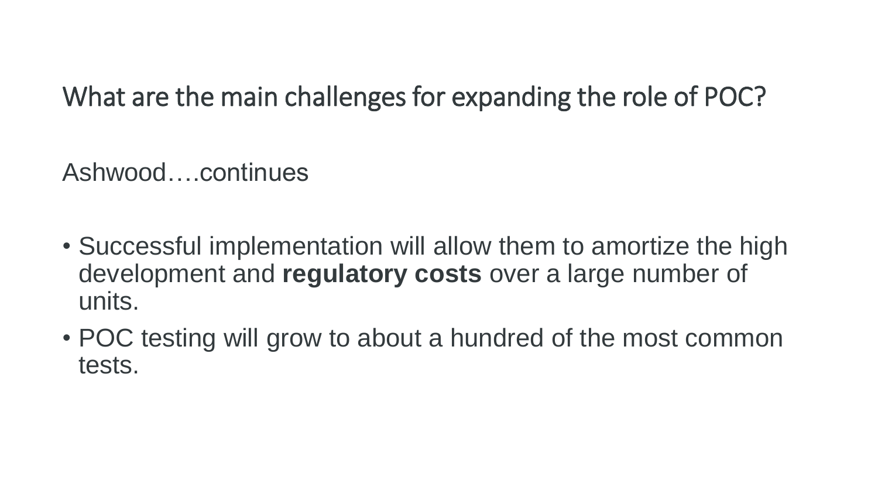## What are the main challenges for expanding the role of POC?

Ashwood….continues

- Successful implementation will allow them to amortize the high development and **regulatory costs** over a large number of units.
- POC testing will grow to about a hundred of the most common tests.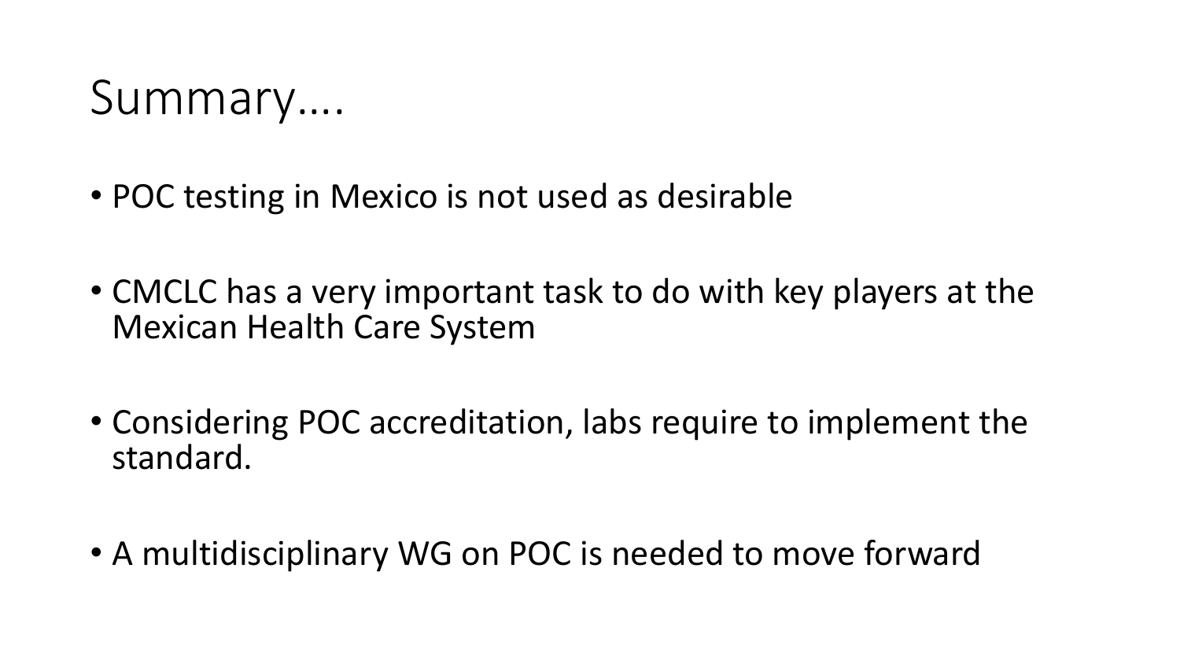# Summary….

- POC testing in Mexico is not used as desirable
- CMCLC has a very important task to do with key players at the Mexican Health Care System
- Considering POC accreditation, labs require to implement the standard.
- A multidisciplinary WG on POC is needed to move forward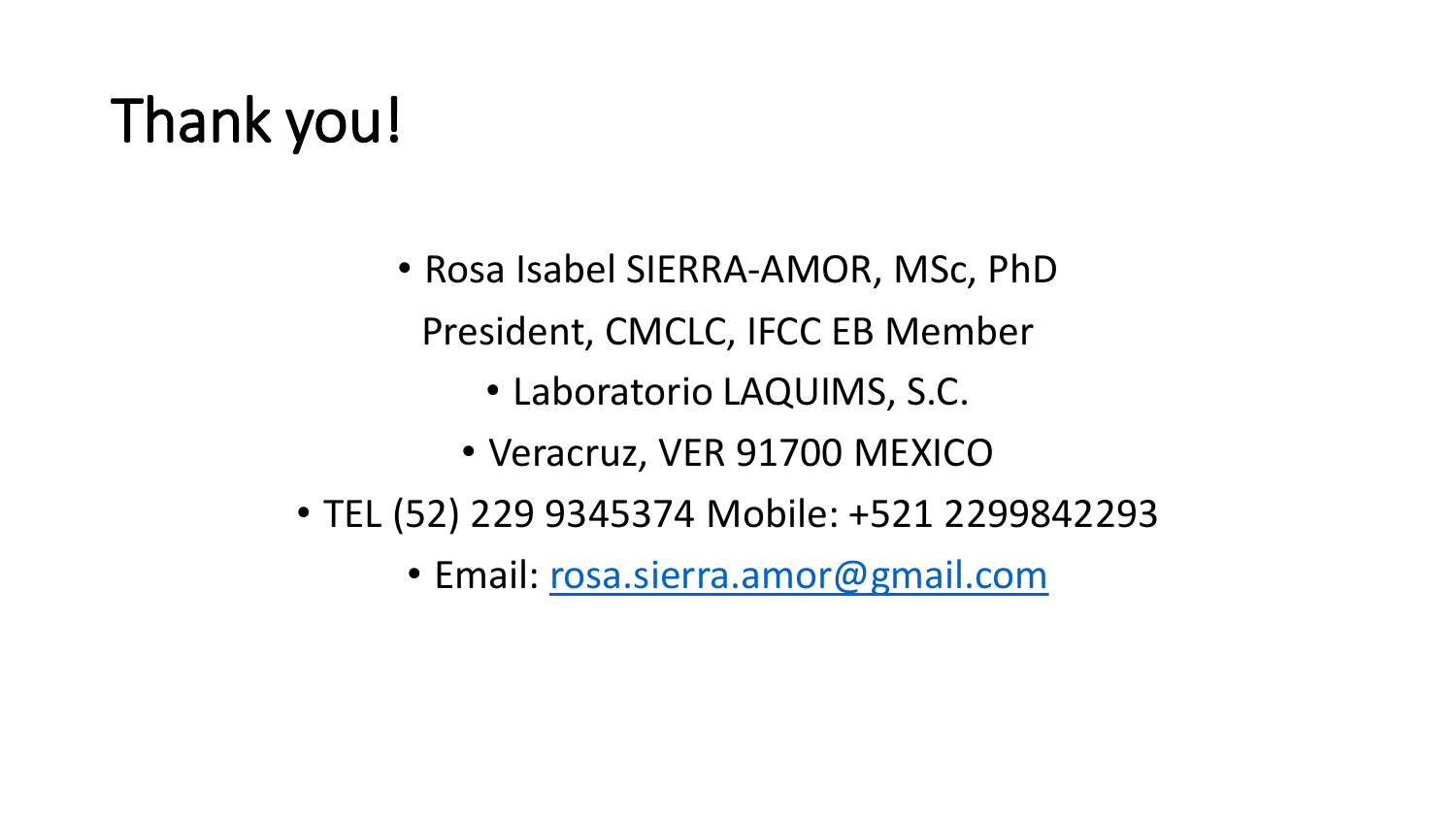# Thank you!

- Rosa Isabel SIERRA-AMOR, MSc, PhD

  President, CMCLC, IFCC EB Member
- Laboratorio LAQUIMS, S.C.
- Veracruz, VER 91700 MEXICO
- TEL (52) 229 9345374 Mobile: +521 2299842293
- Email: rosa.sierra.amor@gmail.com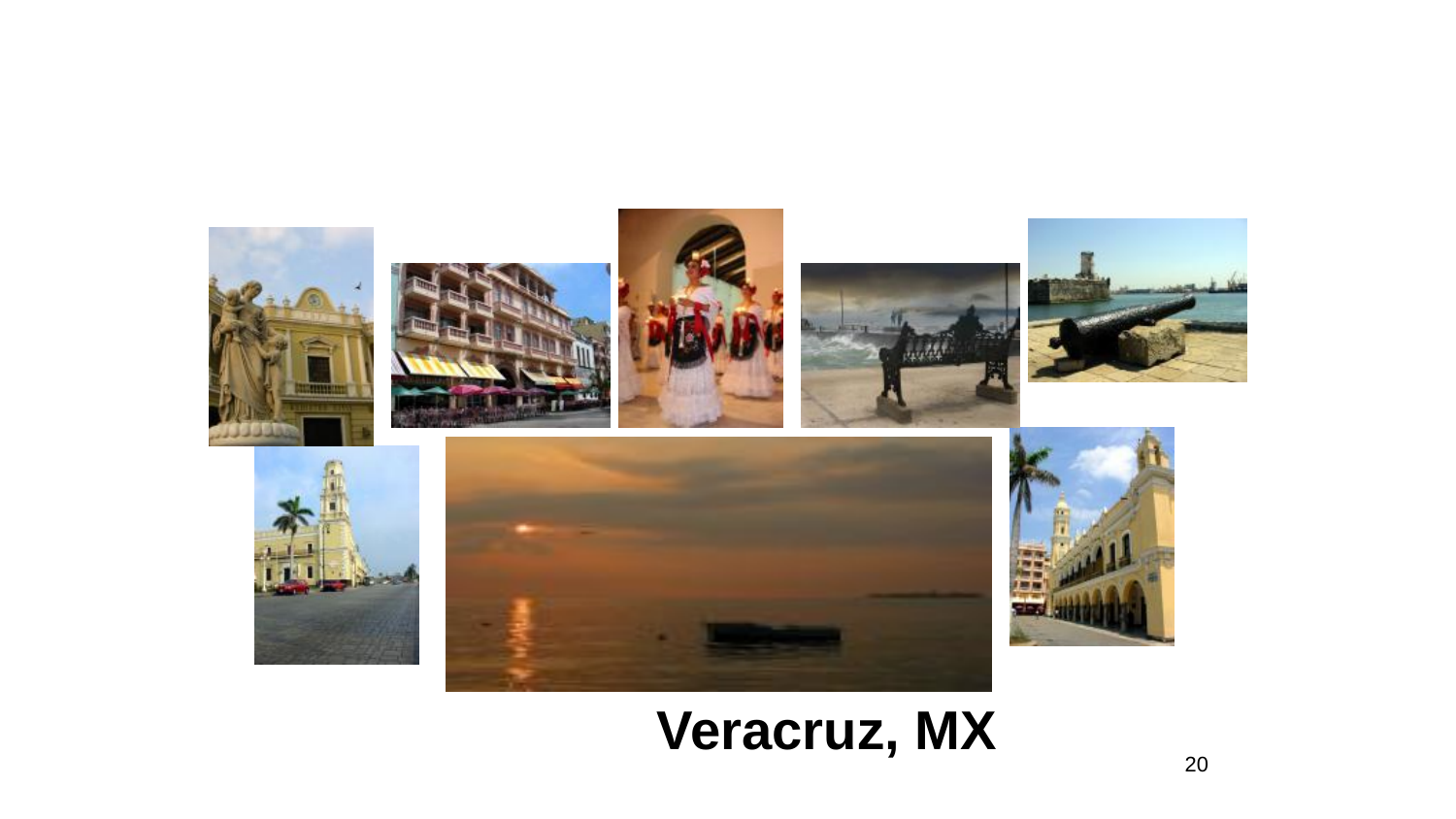**Veracruz, MX**